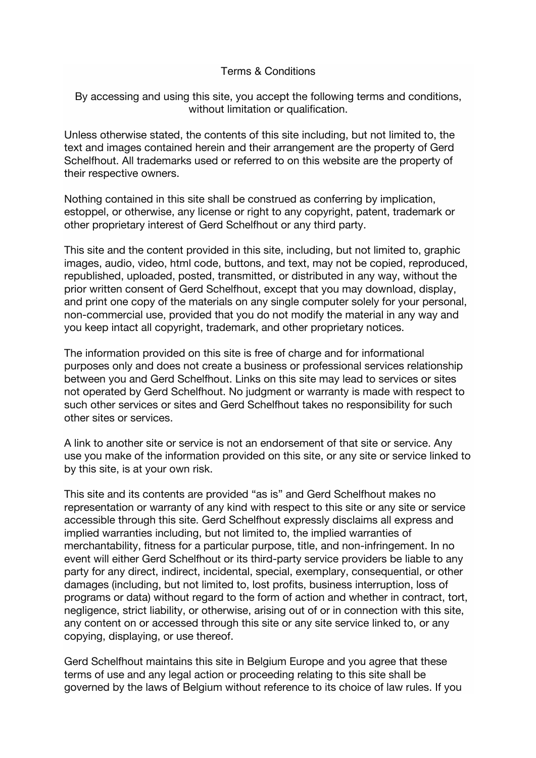# Terms & Conditions

By accessing and using this site, you accept the following terms and conditions, without limitation or qualification.

Unless otherwise stated, the contents of this site including, but not limited to, the text and images contained herein and their arrangement are the property of Gerd Schelfhout. All trademarks used or referred to on this website are the property of their respective owners.

Nothing contained in this site shall be construed as conferring by implication, estoppel, or otherwise, any license or right to any copyright, patent, trademark or other proprietary interest of Gerd Schelfhout or any third party.

This site and the content provided in this site, including, but not limited to, graphic images, audio, video, html code, buttons, and text, may not be copied, reproduced, republished, uploaded, posted, transmitted, or distributed in any way, without the prior written consent of Gerd Schelfhout, except that you may download, display, and print one copy of the materials on any single computer solely for your personal, non-commercial use, provided that you do not modify the material in any way and you keep intact all copyright, trademark, and other proprietary notices.

The information provided on this site is free of charge and for informational purposes only and does not create a business or professional services relationship between you and Gerd Schelfhout. Links on this site may lead to services or sites not operated by Gerd Schelfhout. No judgment or warranty is made with respect to such other services or sites and Gerd Schelfhout takes no responsibility for such other sites or services.

A link to another site or service is not an endorsement of that site or service. Any use you make of the information provided on this site, or any site or service linked to by this site, is at your own risk.

This site and its contents are provided “as is” and Gerd Schelfhout makes no representation or warranty of any kind with respect to this site or any site or service accessible through this site. Gerd Schelfhout expressly disclaims all express and implied warranties including, but not limited to, the implied warranties of merchantability, fitness for a particular purpose, title, and non-infringement. In no event will either Gerd Schelfhout or its third-party service providers be liable to any party for any direct, indirect, incidental, special, exemplary, consequential, or other damages (including, but not limited to, lost profits, business interruption, loss of programs or data) without regard to the form of action and whether in contract, tort, negligence, strict liability, or otherwise, arising out of or in connection with this site, any content on or accessed through this site or any site service linked to, or any copying, displaying, or use thereof.

Gerd Schelfhout maintains this site in Belgium Europe and you agree that these terms of use and any legal action or proceeding relating to this site shall be governed by the laws of Belgium without reference to its choice of law rules. If you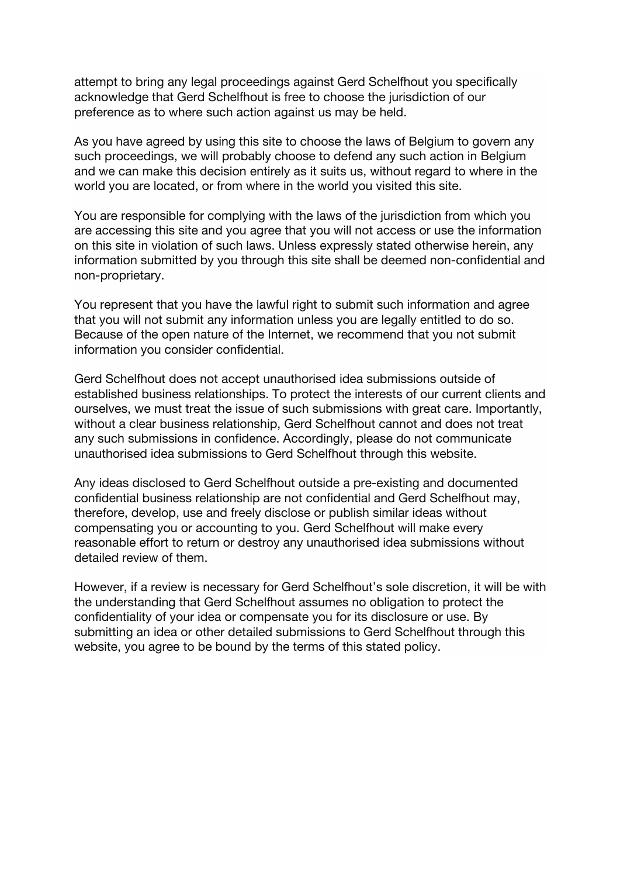attempt to bring any legal proceedings against Gerd Schelfhout you specifically acknowledge that Gerd Schelfhout is free to choose the jurisdiction of our preference as to where such action against us may be held.

As you have agreed by using this site to choose the laws of Belgium to govern any such proceedings, we will probably choose to defend any such action in Belgium and we can make this decision entirely as it suits us, without regard to where in the world you are located, or from where in the world you visited this site.

You are responsible for complying with the laws of the jurisdiction from which you are accessing this site and you agree that you will not access or use the information on this site in violation of such laws. Unless expressly stated otherwise herein, any information submitted by you through this site shall be deemed non-confidential and non-proprietary.

You represent that you have the lawful right to submit such information and agree that you will not submit any information unless you are legally entitled to do so. Because of the open nature of the Internet, we recommend that you not submit information you consider confidential.

Gerd Schelfhout does not accept unauthorised idea submissions outside of established business relationships. To protect the interests of our current clients and ourselves, we must treat the issue of such submissions with great care. Importantly, without a clear business relationship, Gerd Schelfhout cannot and does not treat any such submissions in confidence. Accordingly, please do not communicate unauthorised idea submissions to Gerd Schelfhout through this website.

Any ideas disclosed to Gerd Schelfhout outside a pre-existing and documented confidential business relationship are not confidential and Gerd Schelfhout may, therefore, develop, use and freely disclose or publish similar ideas without compensating you or accounting to you. Gerd Schelfhout will make every reasonable effort to return or destroy any unauthorised idea submissions without detailed review of them.

However, if a review is necessary for Gerd Schelfhout's sole discretion, it will be with the understanding that Gerd Schelfhout assumes no obligation to protect the confidentiality of your idea or compensate you for its disclosure or use. By submitting an idea or other detailed submissions to Gerd Schelfhout through this website, you agree to be bound by the terms of this stated policy.